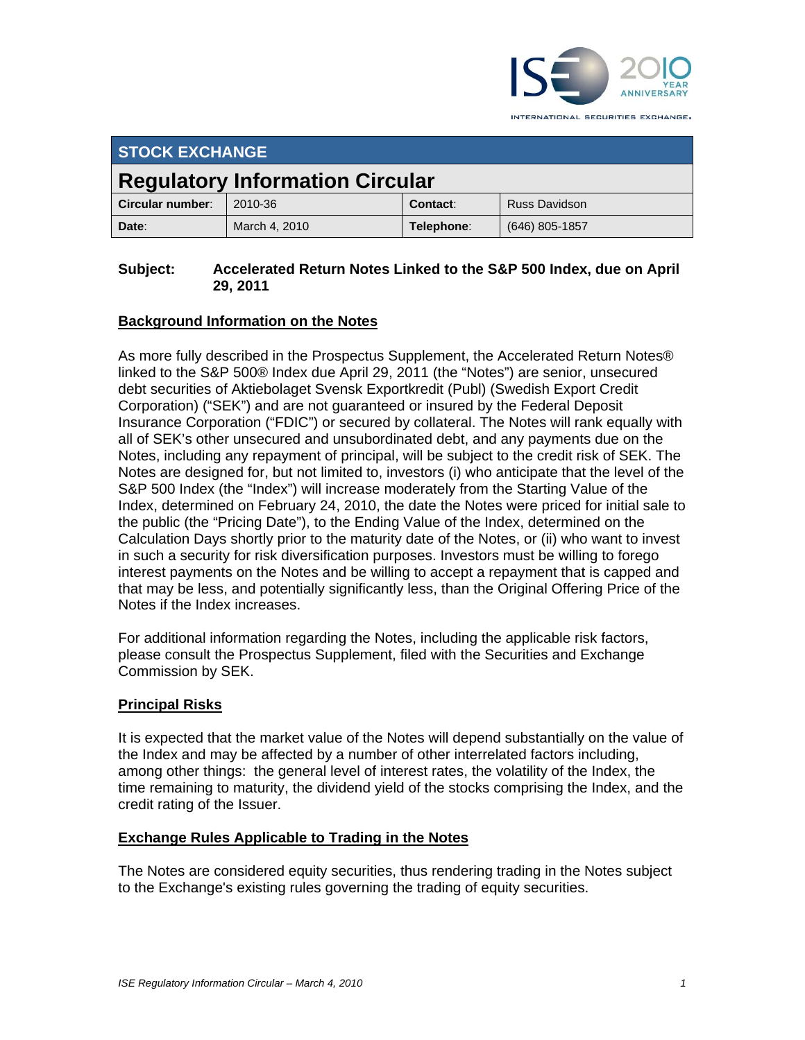## STOCK EXCHANGE

# Regulatory Information Circular

| **Circular number**: | 2010-36 | **Contact**: | Russ Davidson |
|---|---|---|---|
| **Date**: | March 4, 2010 | **Telephone**: | (646) 805-1857 |

**Subject: Accelerated Return Notes Linked to the S&P 500 Index, due on April 29, 2011**

## Background Information on the Notes

As more fully described in the Prospectus Supplement, the Accelerated Return Notes® linked to the S&P 500® Index due April 29, 2011 (the "Notes") are senior, unsecured debt securities of Aktiebolaget Svensk Exportkredit (Publ) (Swedish Export Credit Corporation) ("SEK") and are not guaranteed or insured by the Federal Deposit Insurance Corporation ("FDIC") or secured by collateral. The Notes will rank equally with all of SEK's other unsecured and unsubordinated debt, and any payments due on the Notes, including any repayment of principal, will be subject to the credit risk of SEK. The Notes are designed for, but not limited to, investors (i) who anticipate that the level of the S&P 500 Index (the "Index") will increase moderately from the Starting Value of the Index, determined on February 24, 2010, the date the Notes were priced for initial sale to the public (the "Pricing Date"), to the Ending Value of the Index, determined on the Calculation Days shortly prior to the maturity date of the Notes, or (ii) who want to invest in such a security for risk diversification purposes. Investors must be willing to forego interest payments on the Notes and be willing to accept a repayment that is capped and that may be less, and potentially significantly less, than the Original Offering Price of the Notes if the Index increases.

For additional information regarding the Notes, including the applicable risk factors, please consult the Prospectus Supplement, filed with the Securities and Exchange Commission by SEK.

## Principal Risks

It is expected that the market value of the Notes will depend substantially on the value of the Index and may be affected by a number of other interrelated factors including, among other things: the general level of interest rates, the volatility of the Index, the time remaining to maturity, the dividend yield of the stocks comprising the Index, and the credit rating of the Issuer.

## Exchange Rules Applicable to Trading in the Notes

The Notes are considered equity securities, thus rendering trading in the Notes subject to the Exchange's existing rules governing the trading of equity securities.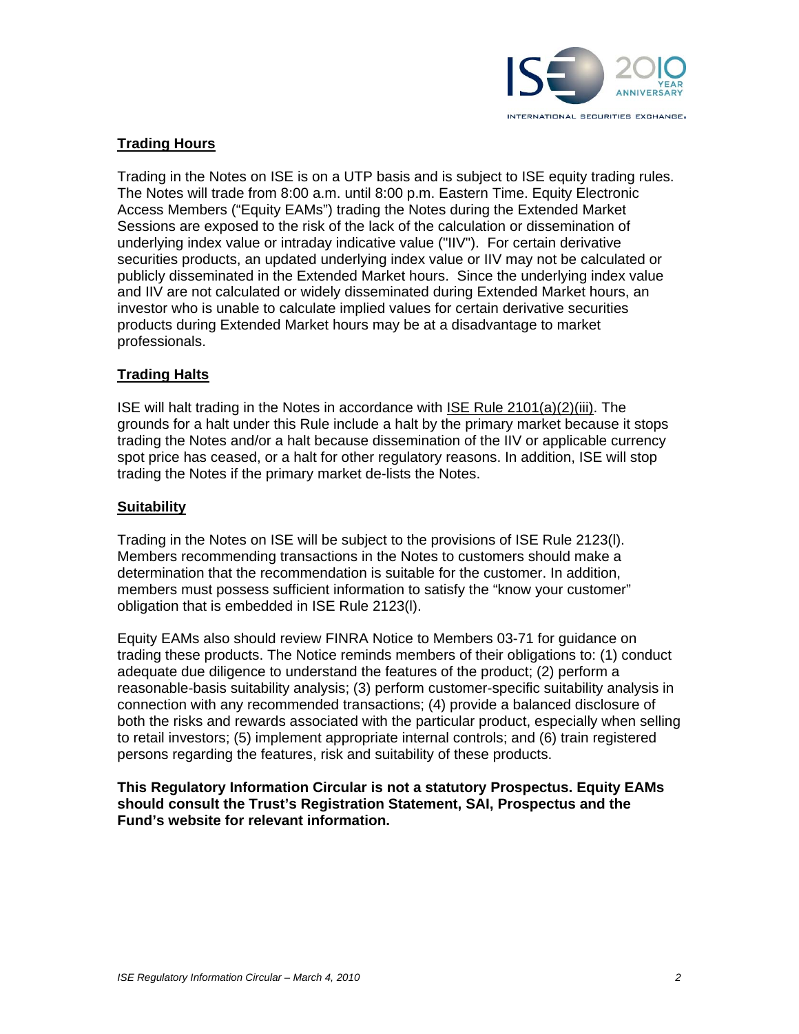## Trading Hours

Trading in the Notes on ISE is on a UTP basis and is subject to ISE equity trading rules. The Notes will trade from 8:00 a.m. until 8:00 p.m. Eastern Time. Equity Electronic Access Members ("Equity EAMs") trading the Notes during the Extended Market Sessions are exposed to the risk of the lack of the calculation or dissemination of underlying index value or intraday indicative value ("IIV"). For certain derivative securities products, an updated underlying index value or IIV may not be calculated or publicly disseminated in the Extended Market hours. Since the underlying index value and IIV are not calculated or widely disseminated during Extended Market hours, an investor who is unable to calculate implied values for certain derivative securities products during Extended Market hours may be at a disadvantage to market professionals.

## Trading Halts

ISE will halt trading in the Notes in accordance with ISE Rule 2101(a)(2)(iii). The grounds for a halt under this Rule include a halt by the primary market because it stops trading the Notes and/or a halt because dissemination of the IIV or applicable currency spot price has ceased, or a halt for other regulatory reasons. In addition, ISE will stop trading the Notes if the primary market de-lists the Notes.

## Suitability

Trading in the Notes on ISE will be subject to the provisions of ISE Rule 2123(l). Members recommending transactions in the Notes to customers should make a determination that the recommendation is suitable for the customer. In addition, members must possess sufficient information to satisfy the "know your customer" obligation that is embedded in ISE Rule 2123(l).

Equity EAMs also should review FINRA Notice to Members 03-71 for guidance on trading these products. The Notice reminds members of their obligations to: (1) conduct adequate due diligence to understand the features of the product; (2) perform a reasonable-basis suitability analysis; (3) perform customer-specific suitability analysis in connection with any recommended transactions; (4) provide a balanced disclosure of both the risks and rewards associated with the particular product, especially when selling to retail investors; (5) implement appropriate internal controls; and (6) train registered persons regarding the features, risk and suitability of these products.

**This Regulatory Information Circular is not a statutory Prospectus. Equity EAMs should consult the Trust's Registration Statement, SAI, Prospectus and the Fund's website for relevant information.**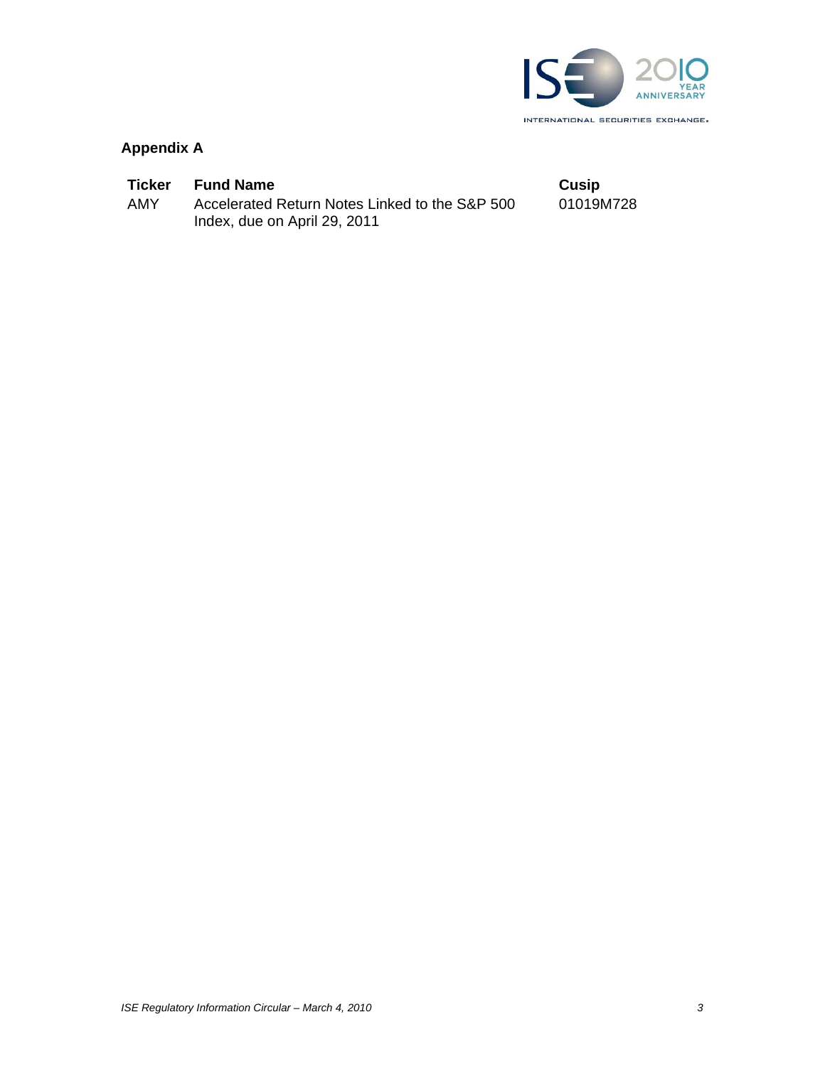## Appendix A

| Ticker | Fund Name | Cusip |
|---|---|---|
| AMY | Accelerated Return Notes Linked to the S&P 500 Index, due on April 29, 2011 | 01019M728 |